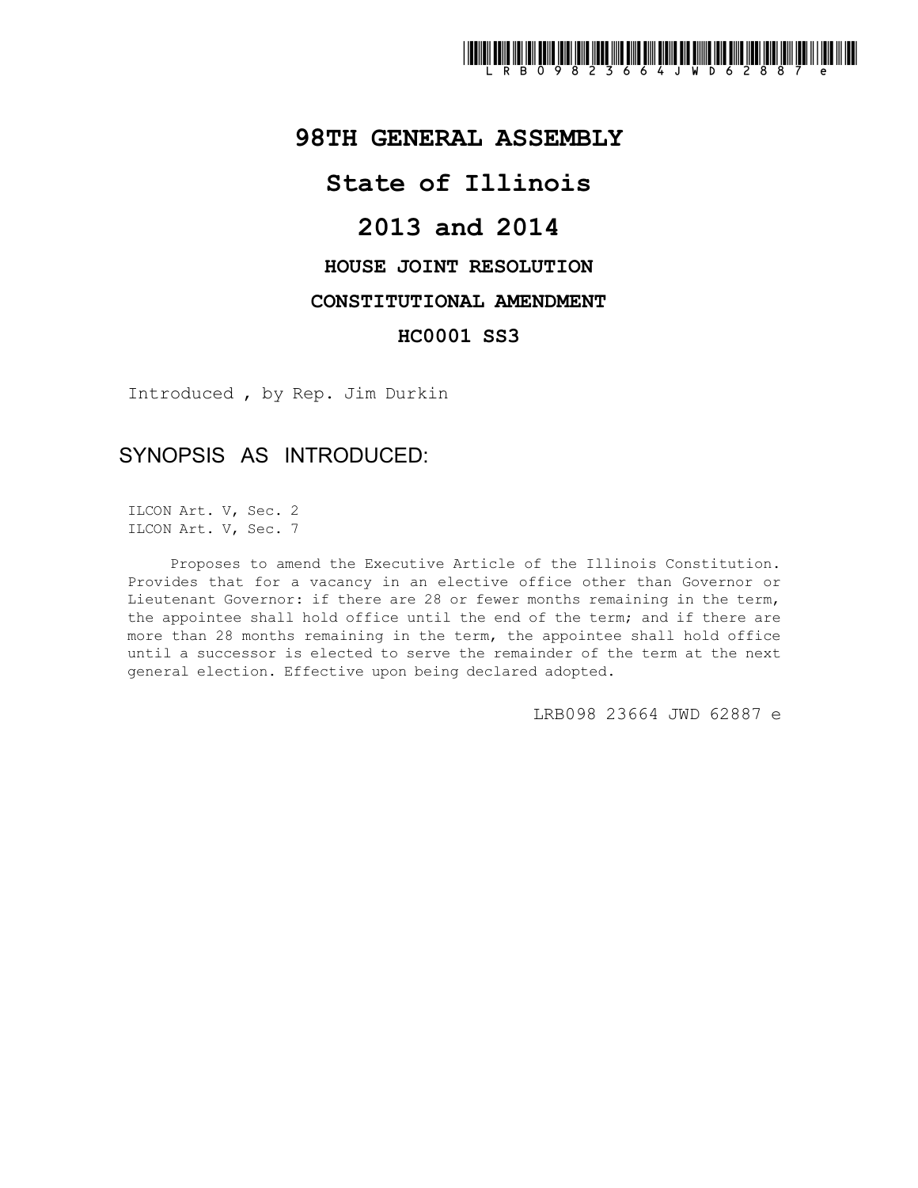LRB09823664JWD62887e

# 98TH GENERAL ASSEMBLY

# State of Illinois

# 2013 and 2014

## HOUSE JOINT RESOLUTION

## CONSTITUTIONAL AMENDMENT

## HC0001 SS3

Introduced , by Rep. Jim Durkin

## SYNOPSIS AS INTRODUCED:

ILCON Art. V, Sec. 2
ILCON Art. V, Sec. 7

Proposes to amend the Executive Article of the Illinois Constitution. Provides that for a vacancy in an elective office other than Governor or Lieutenant Governor: if there are 28 or fewer months remaining in the term, the appointee shall hold office until the end of the term; and if there are more than 28 months remaining in the term, the appointee shall hold office until a successor is elected to serve the remainder of the term at the next general election. Effective upon being declared adopted.

LRB098 23664 JWD 62887 e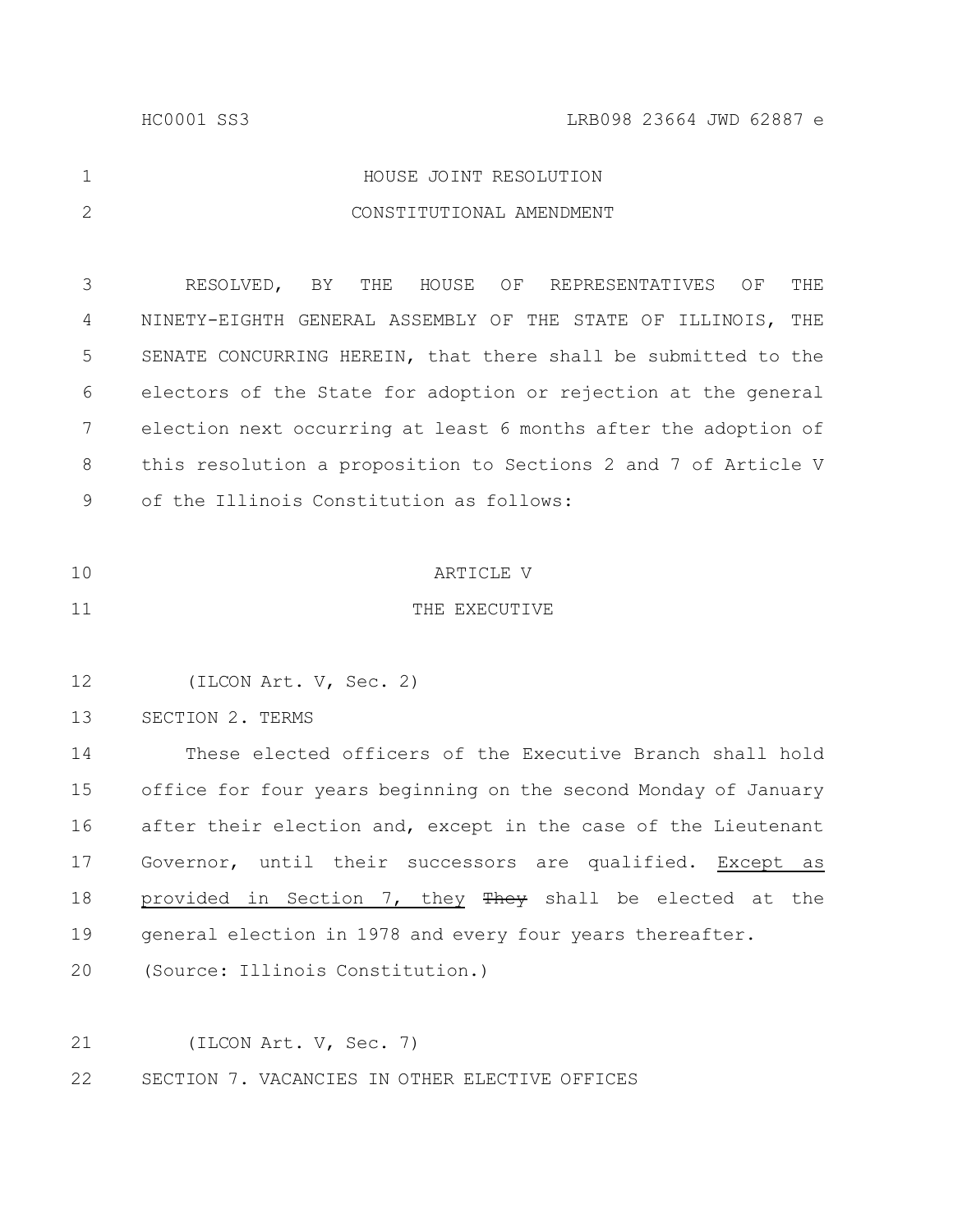HOUSE JOINT RESOLUTION

CONSTITUTIONAL AMENDMENT

RESOLVED, BY THE HOUSE OF REPRESENTATIVES OF THE NINETY-EIGHTH GENERAL ASSEMBLY OF THE STATE OF ILLINOIS, THE SENATE CONCURRING HEREIN, that there shall be submitted to the electors of the State for adoption or rejection at the general election next occurring at least 6 months after the adoption of this resolution a proposition to Sections 2 and 7 of Article V of the Illinois Constitution as follows:

ARTICLE V

THE EXECUTIVE

(ILCON Art. V, Sec. 2)

SECTION 2. TERMS

These elected officers of the Executive Branch shall hold office for four years beginning on the second Monday of January after their election and, except in the case of the Lieutenant Governor, until their successors are qualified. <u>Except as provided in Section 7, they</u> ~~They~~ shall be elected at the general election in 1978 and every four years thereafter.

(Source: Illinois Constitution.)

(ILCON Art. V, Sec. 7)

SECTION 7. VACANCIES IN OTHER ELECTIVE OFFICES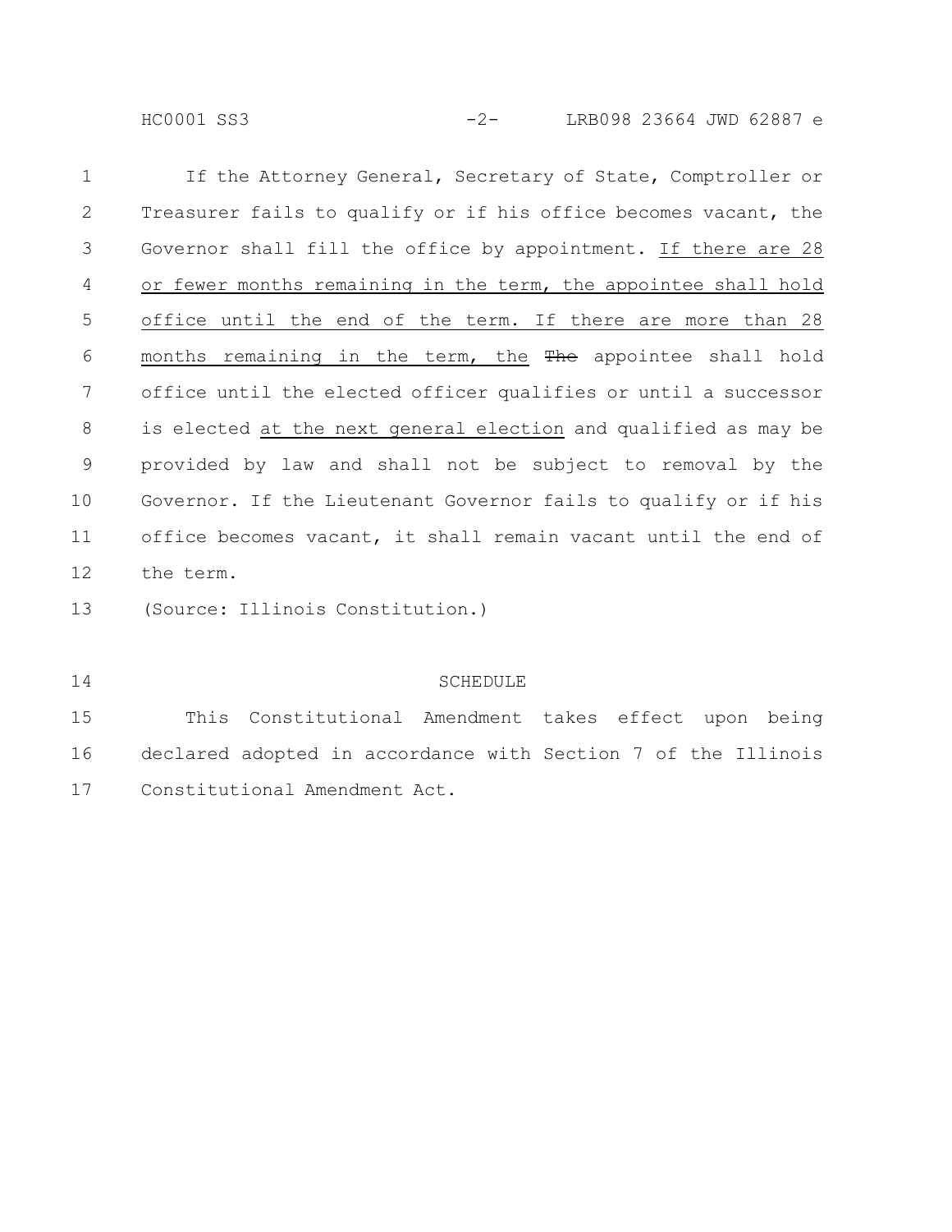If the Attorney General, Secretary of State, Comptroller or Treasurer fails to qualify or if his office becomes vacant, the Governor shall fill the office by appointment. <u>If there are 28 or fewer months remaining in the term, the appointee shall hold office until the end of the term. If there are more than 28 months remaining in the term, the</u> ~~The~~ appointee shall hold office until the elected officer qualifies or until a successor is elected <u>at the next general election</u> and qualified as may be provided by law and shall not be subject to removal by the Governor. If the Lieutenant Governor fails to qualify or if his office becomes vacant, it shall remain vacant until the end of the term.

(Source: Illinois Constitution.)

SCHEDULE

This Constitutional Amendment takes effect upon being declared adopted in accordance with Section 7 of the Illinois Constitutional Amendment Act.